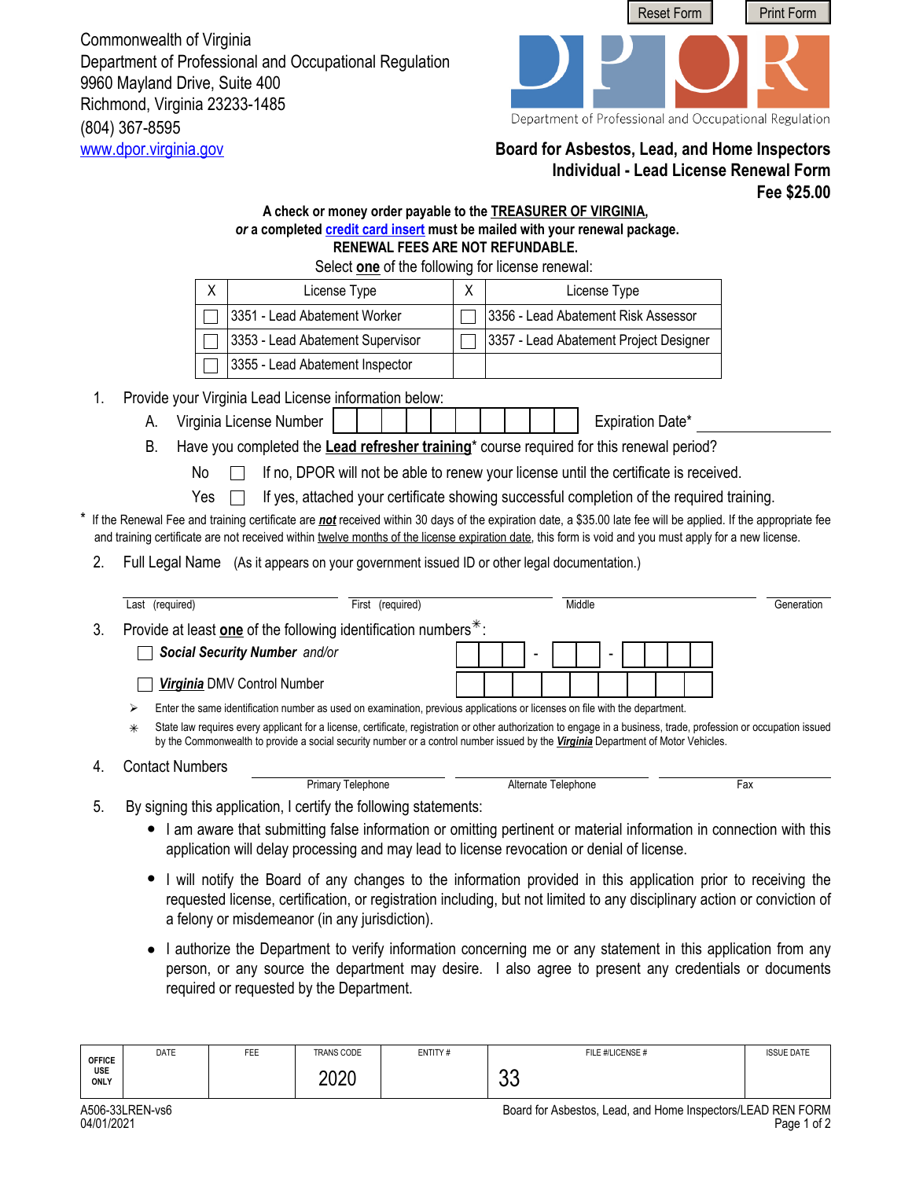Reset Form    Print Form

Commonwealth of Virginia
Department of Professional and Occupational Regulation
9960 Mayland Drive, Suite 400
Richmond, Virginia 23233-1485
(804) 367-8595
www.dpor.virginia.gov

DPOR
Department of Professional and Occupational Regulation

# Board for Asbestos, Lead, and Home Inspectors
## Individual - Lead License Renewal Form
**Fee $25.00**

**A check or money order payable to the TREASURER OF VIRGINIA,**
***or* a completed credit card insert must be mailed with your renewal package.**
**RENEWAL FEES ARE NOT REFUNDABLE.**

Select **one** of the following for license renewal:

| X | License Type | X | License Type |
|---|---|---|---|
| ☐ | 3351 - Lead Abatement Worker | ☐ | 3356 - Lead Abatement Risk Assessor |
| ☐ | 3353 - Lead Abatement Supervisor | ☐ | 3357 - Lead Abatement Project Designer |
| ☐ | 3355 - Lead Abatement Inspector | | |

1. Provide your Virginia Lead License information below:
   A. Virginia License Number ______________ Expiration Date* ______________
   B. Have you completed the **Lead refresher training*** course required for this renewal period?
      No ☐ If no, DPOR will not be able to renew your license until the certificate is received.
      Yes ☐ If yes, attached your certificate showing successful completion of the required training.

\* If the Renewal Fee and training certificate are ***not*** received within 30 days of the expiration date, a $35.00 late fee will be applied. If the appropriate fee and training certificate are not received within twelve months of the license expiration date, this form is void and you must apply for a new license.

2. Full Legal Name (As it appears on your government issued ID or other legal documentation.)

______________ Last (required) ______________ First (required) ______________ Middle ______________ Generation

3. Provide at least **one** of the following identification numbers✳:
   ☐ ***Social Security Number*** *and/or* ___ - __ - ____
   ☐ ***Virginia*** DMV Control Number ____________

   ➢ Enter the same identification number as used on examination, previous applications or licenses on file with the department.
   ✳ State law requires every applicant for a license, certificate, registration or other authorization to engage in a business, trade, profession or occupation issued by the Commonwealth to provide a social security number or a control number issued by the ***Virginia*** Department of Motor Vehicles.

4. Contact Numbers ______________ Primary Telephone ______________ Alternate Telephone ______________ Fax

5. By signing this application, I certify the following statements:
   - I am aware that submitting false information or omitting pertinent or material information in connection with this application will delay processing and may lead to license revocation or denial of license.
   - I will notify the Board of any changes to the information provided in this application prior to receiving the requested license, certification, or registration including, but not limited to any disciplinary action or conviction of a felony or misdemeanor (in any jurisdiction).
   - I authorize the Department to verify information concerning me or any statement in this application from any person, or any source the department may desire. I also agree to present any credentials or documents required or requested by the Department.

| OFFICE USE ONLY | DATE | FEE | TRANS CODE | ENTITY # | FILE #/LICENSE # | ISSUE DATE |
|---|---|---|---|---|---|---|
| | | | 2020 | | 33 | |

A506-33LREN-vs6
04/01/2021

Board for Asbestos, Lead, and Home Inspectors/LEAD REN FORM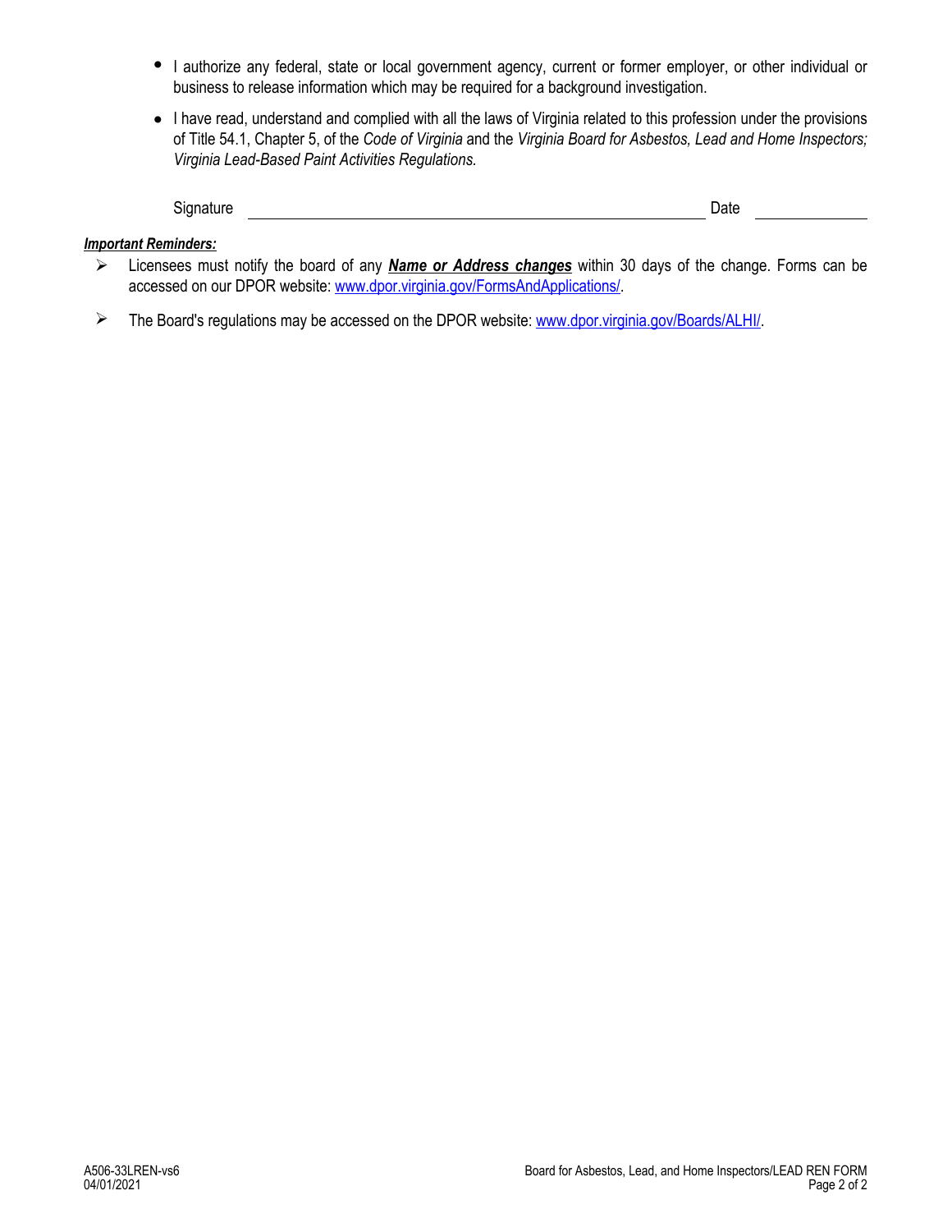- I authorize any federal, state or local government agency, current or former employer, or other individual or business to release information which may be required for a background investigation.

- I have read, understand and complied with all the laws of Virginia related to this profession under the provisions of Title 54.1, Chapter 5, of the *Code of Virginia* and the *Virginia Board for Asbestos, Lead and Home Inspectors; Virginia Lead-Based Paint Activities Regulations.*

Signature ______________________________________________ Date ______________

***Important Reminders:***

- Licensees must notify the board of any ***Name or Address changes*** within 30 days of the change. Forms can be accessed on our DPOR website: www.dpor.virginia.gov/FormsAndApplications/.

- The Board's regulations may be accessed on the DPOR website: www.dpor.virginia.gov/Boards/ALHI/.

A506-33LREN-vs6
04/01/2021

Board for Asbestos, Lead, and Home Inspectors/LEAD REN FORM